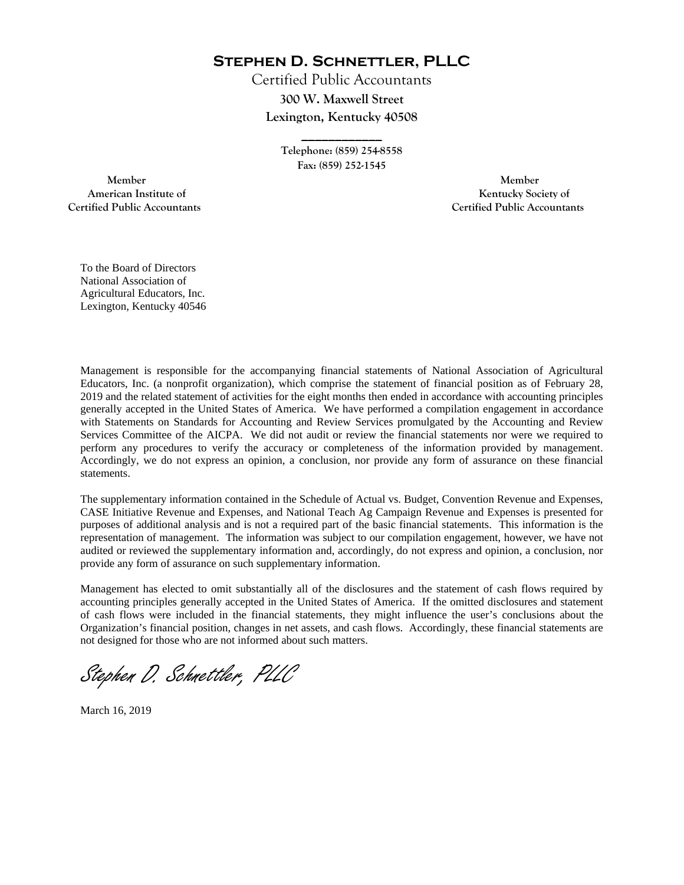# Stephen D. Schnettler, PLLC

Certified Public Accountants

**300 W. Maxwell Street**

**Lexington, Kentucky 40508**

**Telephone: (859) 254-8558**

**Fax: (859) 252-1545**

**Member**
**American Institute of**
**Certified Public Accountants**

**Member**
**Kentucky Society of**
**Certified Public Accountants**

To the Board of Directors
National Association of
Agricultural Educators, Inc.
Lexington, Kentucky 40546

Management is responsible for the accompanying financial statements of National Association of Agricultural Educators, Inc. (a nonprofit organization), which comprise the statement of financial position as of February 28, 2019 and the related statement of activities for the eight months then ended in accordance with accounting principles generally accepted in the United States of America. We have performed a compilation engagement in accordance with Statements on Standards for Accounting and Review Services promulgated by the Accounting and Review Services Committee of the AICPA. We did not audit or review the financial statements nor were we required to perform any procedures to verify the accuracy or completeness of the information provided by management. Accordingly, we do not express an opinion, a conclusion, nor provide any form of assurance on these financial statements.

The supplementary information contained in the Schedule of Actual vs. Budget, Convention Revenue and Expenses, CASE Initiative Revenue and Expenses, and National Teach Ag Campaign Revenue and Expenses is presented for purposes of additional analysis and is not a required part of the basic financial statements. This information is the representation of management. The information was subject to our compilation engagement, however, we have not audited or reviewed the supplementary information and, accordingly, do not express and opinion, a conclusion, nor provide any form of assurance on such supplementary information.

Management has elected to omit substantially all of the disclosures and the statement of cash flows required by accounting principles generally accepted in the United States of America. If the omitted disclosures and statement of cash flows were included in the financial statements, they might influence the user's conclusions about the Organization's financial position, changes in net assets, and cash flows. Accordingly, these financial statements are not designed for those who are not informed about such matters.

*Stephen D. Schnettler, PLLC*

March 16, 2019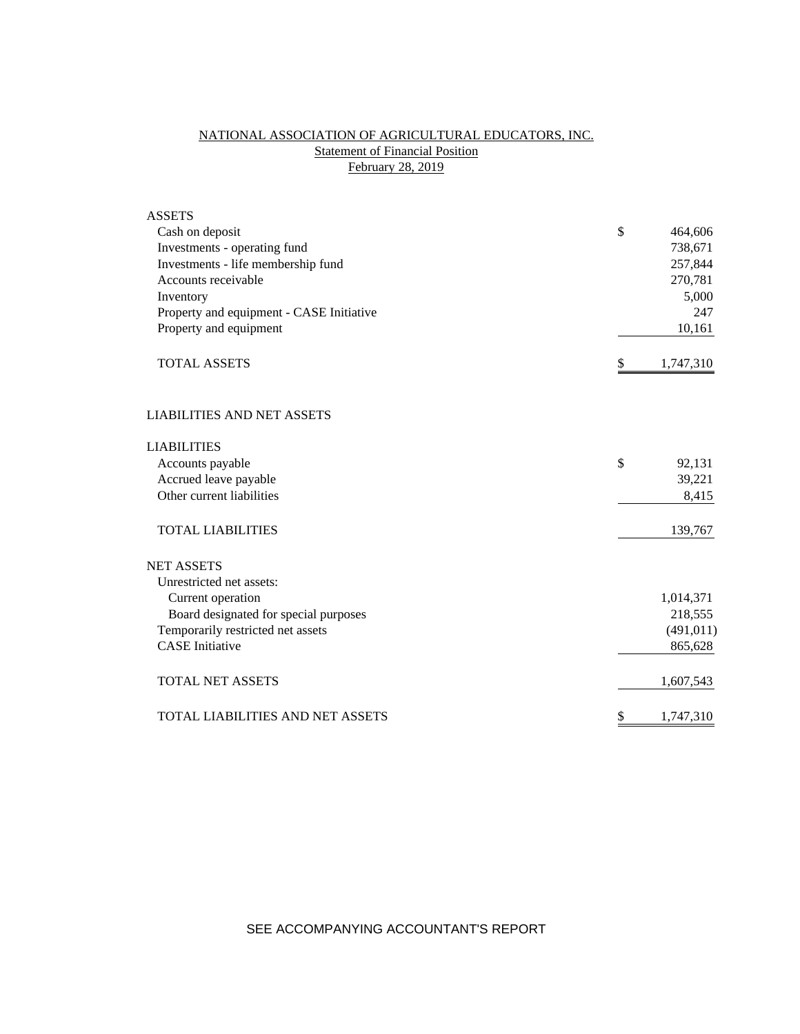# NATIONAL ASSOCIATION OF AGRICULTURAL EDUCATORS, INC.
## Statement of Financial Position
### February 28, 2019

| | |
|---|---:|
| **ASSETS** | |
| Cash on deposit | $ 464,606 |
| Investments - operating fund | 738,671 |
| Investments - life membership fund | 257,844 |
| Accounts receivable | 270,781 |
| Inventory | 5,000 |
| Property and equipment - CASE Initiative | 247 |
| Property and equipment | 10,161 |
| TOTAL ASSETS | $ 1,747,310 |
| | |
| **LIABILITIES AND NET ASSETS** | |
| | |
| **LIABILITIES** | |
| Accounts payable | $ 92,131 |
| Accrued leave payable | 39,221 |
| Other current liabilities | 8,415 |
| TOTAL LIABILITIES | 139,767 |
| | |
| **NET ASSETS** | |
| Unrestricted net assets: | |
| Current operation | 1,014,371 |
| Board designated for special purposes | 218,555 |
| Temporarily restricted net assets | (491,011) |
| CASE Initiative | 865,628 |
| TOTAL NET ASSETS | 1,607,543 |
| | |
| TOTAL LIABILITIES AND NET ASSETS | $ 1,747,310 |

SEE ACCOMPANYING ACCOUNTANT'S REPORT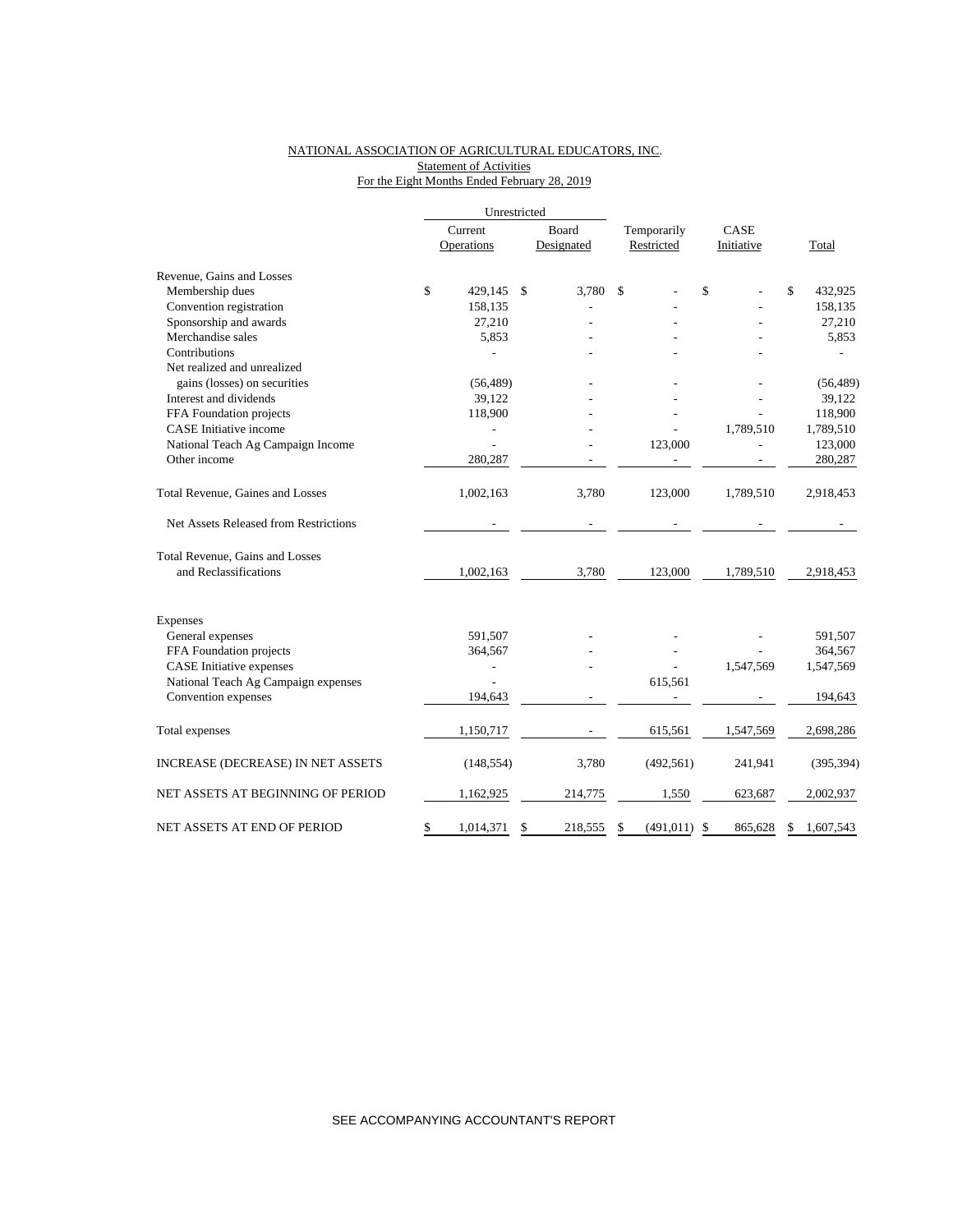NATIONAL ASSOCIATION OF AGRICULTURAL EDUCATORS, INC.
Statement of Activities
For the Eight Months Ended February 28, 2019

| | Unrestricted | | | | |
|---|---|---|---|---|---|
| | Current Operations | Board Designated | Temporarily Restricted | CASE Initiative | Total |
| Revenue, Gains and Losses | | | | | |
| Membership dues | $ 429,145 | $ 3,780 | $ - | $ - | $ 432,925 |
| Convention registration | 158,135 | - | - | - | 158,135 |
| Sponsorship and awards | 27,210 | - | - | - | 27,210 |
| Merchandise sales | 5,853 | - | - | - | 5,853 |
| Contributions | - | - | - | - | - |
| Net realized and unrealized gains (losses) on securities | (56,489) | - | - | - | (56,489) |
| Interest and dividends | 39,122 | - | - | - | 39,122 |
| FFA Foundation projects | 118,900 | - | - | - | 118,900 |
| CASE Initiative income | - | - | - | 1,789,510 | 1,789,510 |
| National Teach Ag Campaign Income | - | - | 123,000 | - | 123,000 |
| Other income | 280,287 | - | - | - | 280,287 |
| Total Revenue, Gaines and Losses | 1,002,163 | 3,780 | 123,000 | 1,789,510 | 2,918,453 |
| Net Assets Released from Restrictions | - | - | - | - | - |
| Total Revenue, Gains and Losses and Reclassifications | 1,002,163 | 3,780 | 123,000 | 1,789,510 | 2,918,453 |
| Expenses | | | | | |
| General expenses | 591,507 | - | - | - | 591,507 |
| FFA Foundation projects | 364,567 | - | - | - | 364,567 |
| CASE Initiative expenses | - | - | - | 1,547,569 | 1,547,569 |
| National Teach Ag Campaign expenses | - | | 615,561 | | |
| Convention expenses | 194,643 | - | - | - | 194,643 |
| Total expenses | 1,150,717 | - | 615,561 | 1,547,569 | 2,698,286 |
| INCREASE (DECREASE) IN NET ASSETS | (148,554) | 3,780 | (492,561) | 241,941 | (395,394) |
| NET ASSETS AT BEGINNING OF PERIOD | 1,162,925 | 214,775 | 1,550 | 623,687 | 2,002,937 |
| NET ASSETS AT END OF PERIOD | $ 1,014,371 | $ 218,555 | $ (491,011) | $ 865,628 | $ 1,607,543 |

SEE ACCOMPANYING ACCOUNTANT'S REPORT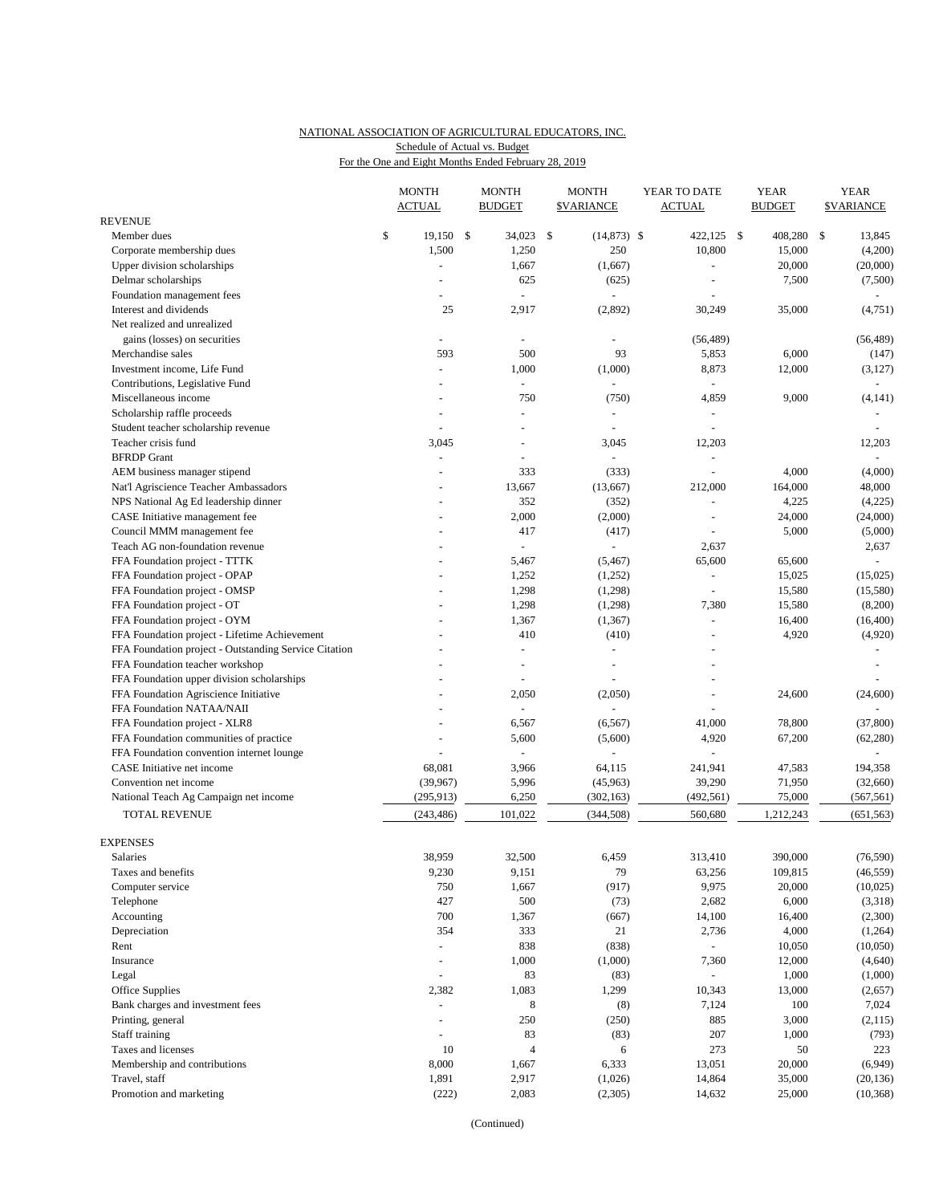NATIONAL ASSOCIATION OF AGRICULTURAL EDUCATORS, INC.
Schedule of Actual vs. Budget
For the One and Eight Months Ended February 28, 2019

| | MONTH ACTUAL | MONTH BUDGET | MONTH $VARIANCE | YEAR TO DATE ACTUAL | YEAR BUDGET | YEAR $VARIANCE |
|---|---|---|---|---|---|---|
| **REVENUE** | | | | | | |
| Member dues | $ 19,150 | $ 34,023 | $ (14,873) | $ 422,125 | $ 408,280 | $ 13,845 |
| Corporate membership dues | 1,500 | 1,250 | 250 | 10,800 | 15,000 | (4,200) |
| Upper division scholarships | - | 1,667 | (1,667) | - | 20,000 | (20,000) |
| Delmar scholarships | - | 625 | (625) | - | 7,500 | (7,500) |
| Foundation management fees | - | - | - | - | | - |
| Interest and dividends | 25 | 2,917 | (2,892) | 30,249 | 35,000 | (4,751) |
| Net realized and unrealized gains (losses) on securities | - | - | - | (56,489) | | (56,489) |
| Merchandise sales | 593 | 500 | 93 | 5,853 | 6,000 | (147) |
| Investment income, Life Fund | - | 1,000 | (1,000) | 8,873 | 12,000 | (3,127) |
| Contributions, Legislative Fund | - | - | - | - | | - |
| Miscellaneous income | - | 750 | (750) | 4,859 | 9,000 | (4,141) |
| Scholarship raffle proceeds | - | - | - | - | | - |
| Student teacher scholarship revenue | - | - | - | - | | - |
| Teacher crisis fund | 3,045 | - | 3,045 | 12,203 | | 12,203 |
| BFRDP Grant | - | - | - | - | | - |
| AEM business manager stipend | - | 333 | (333) | - | 4,000 | (4,000) |
| Nat'l Agriscience Teacher Ambassadors | - | 13,667 | (13,667) | 212,000 | 164,000 | 48,000 |
| NPS National Ag Ed leadership dinner | - | 352 | (352) | - | 4,225 | (4,225) |
| CASE Initiative management fee | - | 2,000 | (2,000) | - | 24,000 | (24,000) |
| Council MMM management fee | - | 417 | (417) | - | 5,000 | (5,000) |
| Teach AG non-foundation revenue | - | - | - | 2,637 | | 2,637 |
| FFA Foundation project - TTTK | - | 5,467 | (5,467) | 65,600 | 65,600 | - |
| FFA Foundation project - OPAP | - | 1,252 | (1,252) | - | 15,025 | (15,025) |
| FFA Foundation project - OMSP | - | 1,298 | (1,298) | - | 15,580 | (15,580) |
| FFA Foundation project - OT | - | 1,298 | (1,298) | 7,380 | 15,580 | (8,200) |
| FFA Foundation project - OYM | - | 1,367 | (1,367) | - | 16,400 | (16,400) |
| FFA Foundation project - Lifetime Achievement | - | 410 | (410) | - | 4,920 | (4,920) |
| FFA Foundation project - Outstanding Service Citation | - | - | - | - | | - |
| FFA Foundation teacher workshop | - | - | - | - | | - |
| FFA Foundation upper division scholarships | - | - | - | - | | - |
| FFA Foundation Agriscience Initiative | - | 2,050 | (2,050) | - | 24,600 | (24,600) |
| FFA Foundation NATAA/NAII | - | - | - | - | | - |
| FFA Foundation project - XLR8 | - | 6,567 | (6,567) | 41,000 | 78,800 | (37,800) |
| FFA Foundation communities of practice | - | 5,600 | (5,600) | 4,920 | 67,200 | (62,280) |
| FFA Foundation convention internet lounge | - | - | - | - | | - |
| CASE Initiative net income | 68,081 | 3,966 | 64,115 | 241,941 | 47,583 | 194,358 |
| Convention net income | (39,967) | 5,996 | (45,963) | 39,290 | 71,950 | (32,660) |
| National Teach Ag Campaign net income | (295,913) | 6,250 | (302,163) | (492,561) | 75,000 | (567,561) |
| TOTAL REVENUE | (243,486) | 101,022 | (344,508) | 560,680 | 1,212,243 | (651,563) |
| **EXPENSES** | | | | | | |
| Salaries | 38,959 | 32,500 | 6,459 | 313,410 | 390,000 | (76,590) |
| Taxes and benefits | 9,230 | 9,151 | 79 | 63,256 | 109,815 | (46,559) |
| Computer service | 750 | 1,667 | (917) | 9,975 | 20,000 | (10,025) |
| Telephone | 427 | 500 | (73) | 2,682 | 6,000 | (3,318) |
| Accounting | 700 | 1,367 | (667) | 14,100 | 16,400 | (2,300) |
| Depreciation | 354 | 333 | 21 | 2,736 | 4,000 | (1,264) |
| Rent | - | 838 | (838) | - | 10,050 | (10,050) |
| Insurance | - | 1,000 | (1,000) | 7,360 | 12,000 | (4,640) |
| Legal | - | 83 | (83) | - | 1,000 | (1,000) |
| Office Supplies | 2,382 | 1,083 | 1,299 | 10,343 | 13,000 | (2,657) |
| Bank charges and investment fees | - | 8 | (8) | 7,124 | 100 | 7,024 |
| Printing, general | - | 250 | (250) | 885 | 3,000 | (2,115) |
| Staff training | - | 83 | (83) | 207 | 1,000 | (793) |
| Taxes and licenses | 10 | 4 | 6 | 273 | 50 | 223 |
| Membership and contributions | 8,000 | 1,667 | 6,333 | 13,051 | 20,000 | (6,949) |
| Travel, staff | 1,891 | 2,917 | (1,026) | 14,864 | 35,000 | (20,136) |
| Promotion and marketing | (222) | 2,083 | (2,305) | 14,632 | 25,000 | (10,368) |

(Continued)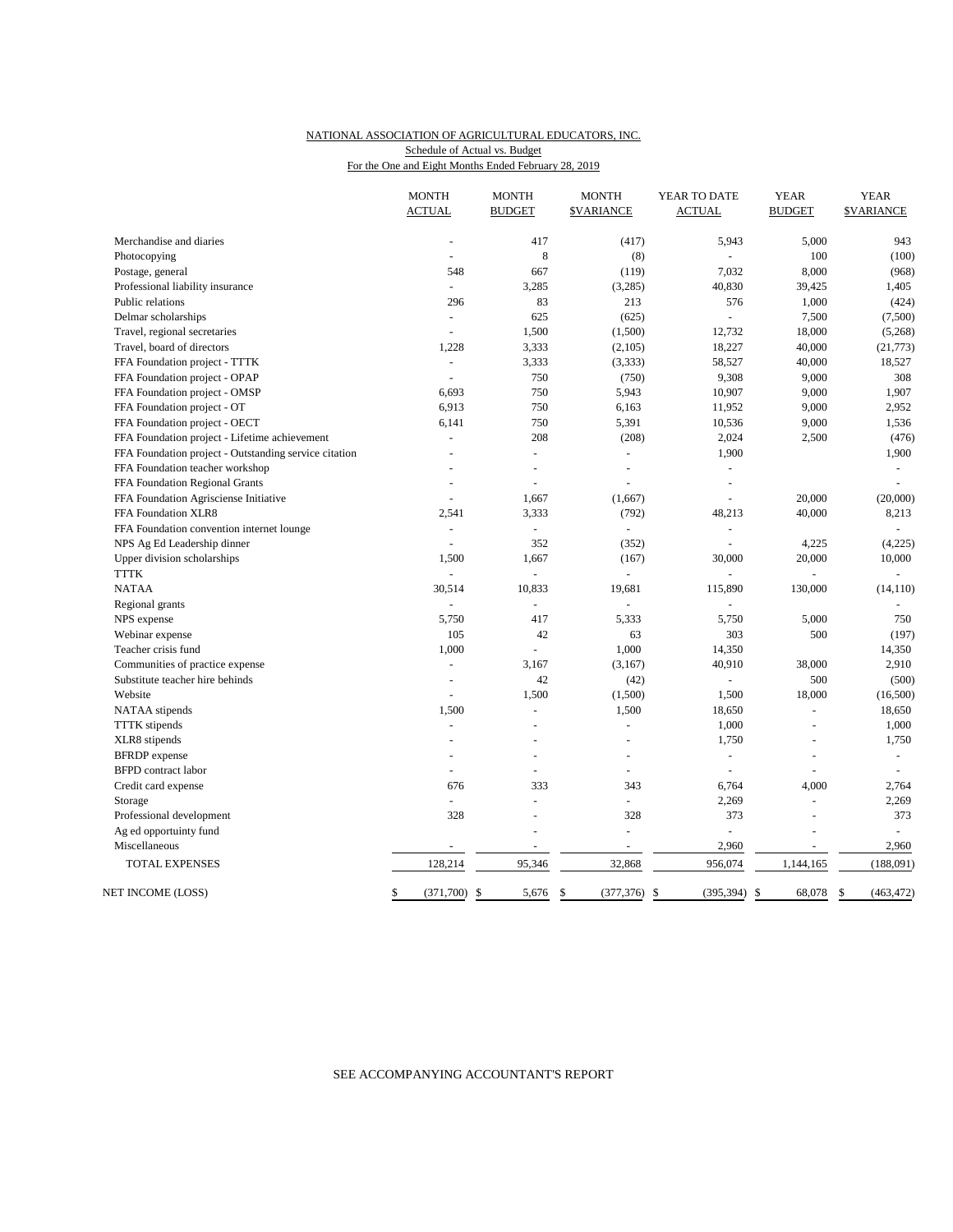NATIONAL ASSOCIATION OF AGRICULTURAL EDUCATORS, INC.
Schedule of Actual vs. Budget
For the One and Eight Months Ended February 28, 2019

| | MONTH ACTUAL | MONTH BUDGET | MONTH $VARIANCE | YEAR TO DATE ACTUAL | YEAR BUDGET | YEAR $VARIANCE |
|---|---|---|---|---|---|---|
| Merchandise and diaries | - | 417 | (417) | 5,943 | 5,000 | 943 |
| Photocopying | - | 8 | (8) | - | 100 | (100) |
| Postage, general | 548 | 667 | (119) | 7,032 | 8,000 | (968) |
| Professional liability insurance | - | 3,285 | (3,285) | 40,830 | 39,425 | 1,405 |
| Public relations | 296 | 83 | 213 | 576 | 1,000 | (424) |
| Delmar scholarships | - | 625 | (625) | - | 7,500 | (7,500) |
| Travel, regional secretaries | - | 1,500 | (1,500) | 12,732 | 18,000 | (5,268) |
| Travel, board of directors | 1,228 | 3,333 | (2,105) | 18,227 | 40,000 | (21,773) |
| FFA Foundation project - TTTK | - | 3,333 | (3,333) | 58,527 | 40,000 | 18,527 |
| FFA Foundation project - OPAP | - | 750 | (750) | 9,308 | 9,000 | 308 |
| FFA Foundation project - OMSP | 6,693 | 750 | 5,943 | 10,907 | 9,000 | 1,907 |
| FFA Foundation project - OT | 6,913 | 750 | 6,163 | 11,952 | 9,000 | 2,952 |
| FFA Foundation project - OECT | 6,141 | 750 | 5,391 | 10,536 | 9,000 | 1,536 |
| FFA Foundation project - Lifetime achievement | - | 208 | (208) | 2,024 | 2,500 | (476) |
| FFA Foundation project - Outstanding service citation | - | - | - | 1,900 | | 1,900 |
| FFA Foundation teacher workshop | - | - | - | - | | - |
| FFA Foundation Regional Grants | - | - | - | - | | - |
| FFA Foundation Agrisciense Initiative | - | 1,667 | (1,667) | - | 20,000 | (20,000) |
| FFA Foundation XLR8 | 2,541 | 3,333 | (792) | 48,213 | 40,000 | 8,213 |
| FFA Foundation convention internet lounge | - | - | - | - | | - |
| NPS Ag Ed Leadership dinner | - | 352 | (352) | - | 4,225 | (4,225) |
| Upper division scholarships | 1,500 | 1,667 | (167) | 30,000 | 20,000 | 10,000 |
| TTTK | - | - | - | - | - | - |
| NATAA | 30,514 | 10,833 | 19,681 | 115,890 | 130,000 | (14,110) |
| Regional grants | - | - | - | - | | - |
| NPS expense | 5,750 | 417 | 5,333 | 5,750 | 5,000 | 750 |
| Webinar expense | 105 | 42 | 63 | 303 | 500 | (197) |
| Teacher crisis fund | 1,000 | - | 1,000 | 14,350 | | 14,350 |
| Communities of practice expense | - | 3,167 | (3,167) | 40,910 | 38,000 | 2,910 |
| Substitute teacher hire behinds | - | 42 | (42) | - | 500 | (500) |
| Website | - | 1,500 | (1,500) | 1,500 | 18,000 | (16,500) |
| NATAA stipends | 1,500 | - | 1,500 | 18,650 | - | 18,650 |
| TTTK stipends | - | - | - | 1,000 | - | 1,000 |
| XLR8 stipends | - | - | - | 1,750 | - | 1,750 |
| BFRDP expense | - | - | - | - | - | - |
| BFPD contract labor | - | - | - | - | - | - |
| Credit card expense | 676 | 333 | 343 | 6,764 | 4,000 | 2,764 |
| Storage | - | - | - | 2,269 | - | 2,269 |
| Professional development | 328 | - | 328 | 373 | - | 373 |
| Ag ed opportuinty fund | | - | - | - | - | - |
| Miscellaneous | - | - | - | 2,960 | - | 2,960 |
| TOTAL EXPENSES | 128,214 | 95,346 | 32,868 | 956,074 | 1,144,165 | (188,091) |
| NET INCOME (LOSS) | $ (371,700) | $ 5,676 | $ (377,376) | $ (395,394) | $ 68,078 | $ (463,472) |

SEE ACCOMPANYING ACCOUNTANT'S REPORT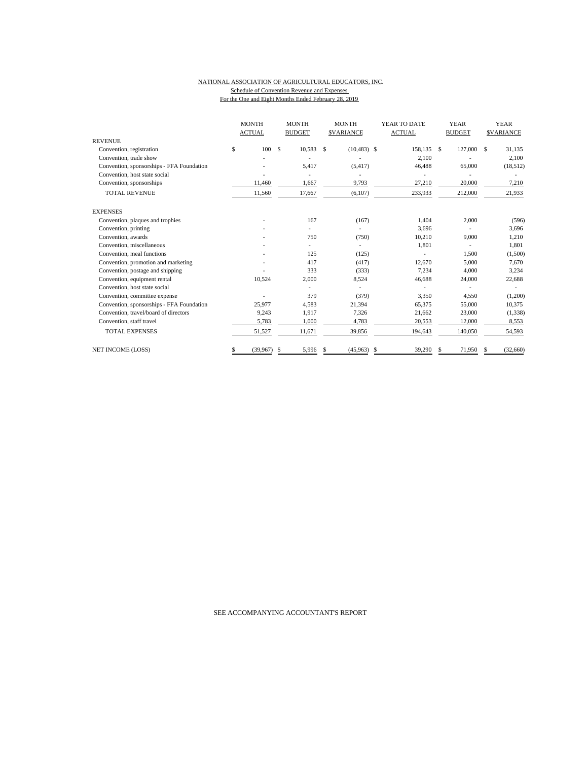NATIONAL ASSOCIATION OF AGRICULTURAL EDUCATORS, INC.

Schedule of Convention Revenue and Expenses

For the One and Eight Months Ended February 28, 2019

| | MONTH ACTUAL | MONTH BUDGET | MONTH $VARIANCE | YEAR TO DATE ACTUAL | YEAR BUDGET | YEAR $VARIANCE |
|---|---|---|---|---|---|---|
| REVENUE | | | | | | |
| Convention, registration | $ 100 | $ 10,583 | $ (10,483) | $ 158,135 | $ 127,000 | $ 31,135 |
| Convention, trade show | - | - | - | 2,100 | - | 2,100 |
| Convention, sponsorships - FFA Foundation | - | 5,417 | (5,417) | 46,488 | 65,000 | (18,512) |
| Convention, host state social | - | - | - | - | - | - |
| Convention, sponsorships | 11,460 | 1,667 | 9,793 | 27,210 | 20,000 | 7,210 |
| TOTAL REVENUE | 11,560 | 17,667 | (6,107) | 233,933 | 212,000 | 21,933 |
| EXPENSES | | | | | | |
| Convention, plaques and trophies | - | 167 | (167) | 1,404 | 2,000 | (596) |
| Convention, printing | - | - | - | 3,696 | - | 3,696 |
| Convention, awards | - | 750 | (750) | 10,210 | 9,000 | 1,210 |
| Convention, miscellaneous | - | - | - | 1,801 | - | 1,801 |
| Convention, meal functions | - | 125 | (125) | - | 1,500 | (1,500) |
| Convention, promotion and marketing | - | 417 | (417) | 12,670 | 5,000 | 7,670 |
| Convention, postage and shipping | - | 333 | (333) | 7,234 | 4,000 | 3,234 |
| Convention, equipment rental | 10,524 | 2,000 | 8,524 | 46,688 | 24,000 | 22,688 |
| Convention, host state social | | - | - | - | - | - |
| Convention, committee expense | - | 379 | (379) | 3,350 | 4,550 | (1,200) |
| Convention, sponsorships - FFA Foundation | 25,977 | 4,583 | 21,394 | 65,375 | 55,000 | 10,375 |
| Convention, travel/board of directors | 9,243 | 1,917 | 7,326 | 21,662 | 23,000 | (1,338) |
| Convention, staff travel | 5,783 | 1,000 | 4,783 | 20,553 | 12,000 | 8,553 |
| TOTAL EXPENSES | 51,527 | 11,671 | 39,856 | 194,643 | 140,050 | 54,593 |
| NET INCOME (LOSS) | $ (39,967) | $ 5,996 | $ (45,963) | $ 39,290 | $ 71,950 | $ (32,660) |

SEE ACCOMPANYING ACCOUNTANT'S REPORT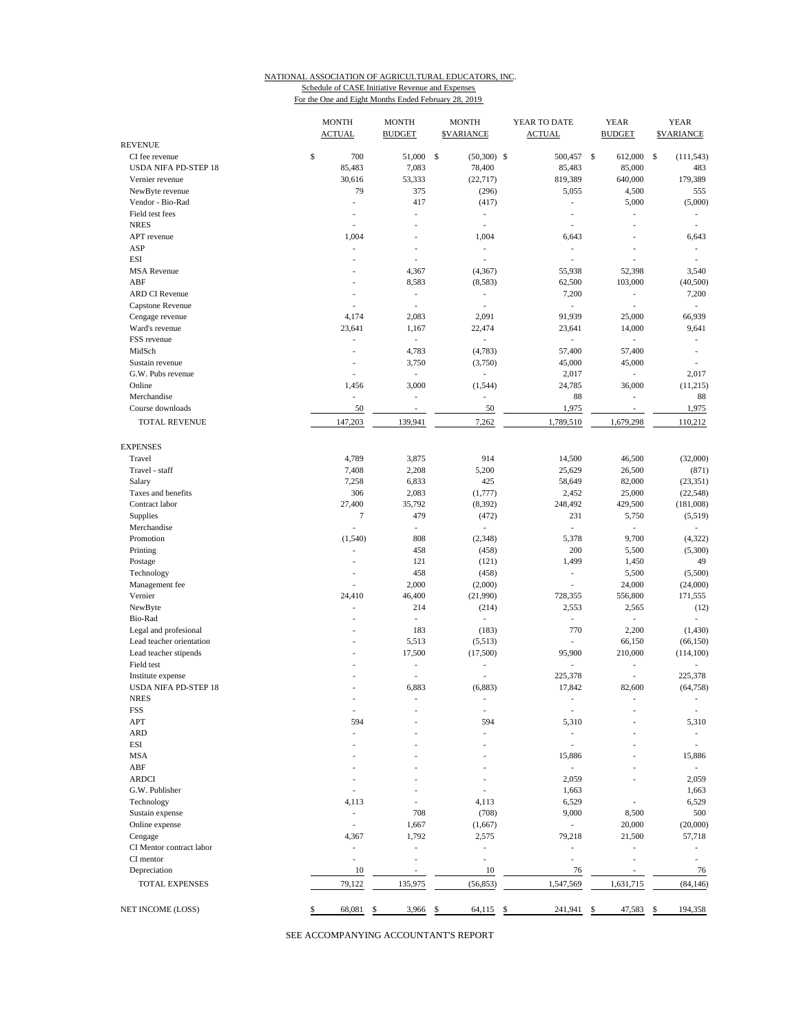NATIONAL ASSOCIATION OF AGRICULTURAL EDUCATORS, INC.

Schedule of CASE Initiative Revenue and Expenses

For the One and Eight Months Ended February 28, 2019

| | MONTH ACTUAL | MONTH BUDGET | MONTH $VARIANCE | YEAR TO DATE ACTUAL | YEAR BUDGET | YEAR $VARIANCE |
|---|---|---|---|---|---|---|
| REVENUE | | | | | | |
| CI fee revenue | $ 700 | 51,000 | $ (50,300) | $ 500,457 | $ 612,000 | $ (111,543) |
| USDA NIFA PD-STEP 18 | 85,483 | 7,083 | 78,400 | 85,483 | 85,000 | 483 |
| Vernier revenue | 30,616 | 53,333 | (22,717) | 819,389 | 640,000 | 179,389 |
| NewByte revenue | 79 | 375 | (296) | 5,055 | 4,500 | 555 |
| Vendor - Bio-Rad | - | 417 | (417) | - | 5,000 | (5,000) |
| Field test fees | - | - | - | - | - | - |
| NRES | - | - | - | - | - | - |
| APT revenue | 1,004 | - | 1,004 | 6,643 | - | 6,643 |
| ASP | - | - | - | - | - | - |
| ESI | - | - | - | - | - | - |
| MSA Revenue | - | 4,367 | (4,367) | 55,938 | 52,398 | 3,540 |
| ABF | - | 8,583 | (8,583) | 62,500 | 103,000 | (40,500) |
| ARD CI Revenue | - | - | - | 7,200 | - | 7,200 |
| Capstone Revenue | - | - | - | - | - | - |
| Cengage revenue | 4,174 | 2,083 | 2,091 | 91,939 | 25,000 | 66,939 |
| Ward's revenue | 23,641 | 1,167 | 22,474 | 23,641 | 14,000 | 9,641 |
| FSS revenue | - | - | - | - | - | - |
| MidSch | - | 4,783 | (4,783) | 57,400 | 57,400 | - |
| Sustain revenue | - | 3,750 | (3,750) | 45,000 | 45,000 | - |
| G.W. Pubs revenue | - | - | - | 2,017 | - | 2,017 |
| Online | 1,456 | 3,000 | (1,544) | 24,785 | 36,000 | (11,215) |
| Merchandise | - | - | - | 88 | - | 88 |
| Course downloads | 50 | - | 50 | 1,975 | - | 1,975 |
| TOTAL REVENUE | 147,203 | 139,941 | 7,262 | 1,789,510 | 1,679,298 | 110,212 |
| EXPENSES | | | | | | |
| Travel | 4,789 | 3,875 | 914 | 14,500 | 46,500 | (32,000) |
| Travel - staff | 7,408 | 2,208 | 5,200 | 25,629 | 26,500 | (871) |
| Salary | 7,258 | 6,833 | 425 | 58,649 | 82,000 | (23,351) |
| Taxes and benefits | 306 | 2,083 | (1,777) | 2,452 | 25,000 | (22,548) |
| Contract labor | 27,400 | 35,792 | (8,392) | 248,492 | 429,500 | (181,008) |
| Supplies | 7 | 479 | (472) | 231 | 5,750 | (5,519) |
| Merchandise | - | - | - | - | - | - |
| Promotion | (1,540) | 808 | (2,348) | 5,378 | 9,700 | (4,322) |
| Printing | - | 458 | (458) | 200 | 5,500 | (5,300) |
| Postage | - | 121 | (121) | 1,499 | 1,450 | 49 |
| Technology | - | 458 | (458) | - | 5,500 | (5,500) |
| Management fee | - | 2,000 | (2,000) | - | 24,000 | (24,000) |
| Vernier | 24,410 | 46,400 | (21,990) | 728,355 | 556,800 | 171,555 |
| NewByte | - | 214 | (214) | 2,553 | 2,565 | (12) |
| Bio-Rad | - | - | - | - | - | - |
| Legal and profesional | - | 183 | (183) | 770 | 2,200 | (1,430) |
| Lead teacher orientation | - | 5,513 | (5,513) | - | 66,150 | (66,150) |
| Lead teacher stipends | - | 17,500 | (17,500) | 95,900 | 210,000 | (114,100) |
| Field test | - | - | - | - | - | - |
| Institute expense | - | - | - | 225,378 | - | 225,378 |
| USDA NIFA PD-STEP 18 | - | 6,883 | (6,883) | 17,842 | 82,600 | (64,758) |
| NRES | - | - | - | - | - | - |
| FSS | - | - | - | - | - | - |
| APT | 594 | - | 594 | 5,310 | - | 5,310 |
| ARD | - | - | - | - | - | - |
| ESI | - | - | - | - | - | - |
| MSA | - | - | - | 15,886 | - | 15,886 |
| ABF | - | - | - | - | - | - |
| ARDCI | - | - | - | 2,059 | - | 2,059 |
| G.W. Publisher | - | - | - | 1,663 | | 1,663 |
| Technology | 4,113 | - | 4,113 | 6,529 | - | 6,529 |
| Sustain expense | - | 708 | (708) | 9,000 | 8,500 | 500 |
| Online expense | - | 1,667 | (1,667) | - | 20,000 | (20,000) |
| Cengage | 4,367 | 1,792 | 2,575 | 79,218 | 21,500 | 57,718 |
| CI Mentor contract labor | - | - | - | - | - | - |
| CI mentor | - | - | - | - | - | - |
| Depreciation | 10 | - | 10 | 76 | - | 76 |
| TOTAL EXPENSES | 79,122 | 135,975 | (56,853) | 1,547,569 | 1,631,715 | (84,146) |
| NET INCOME (LOSS) | $ 68,081 | $ 3,966 | $ 64,115 | $ 241,941 | $ 47,583 | $ 194,358 |

SEE ACCOMPANYING ACCOUNTANT'S REPORT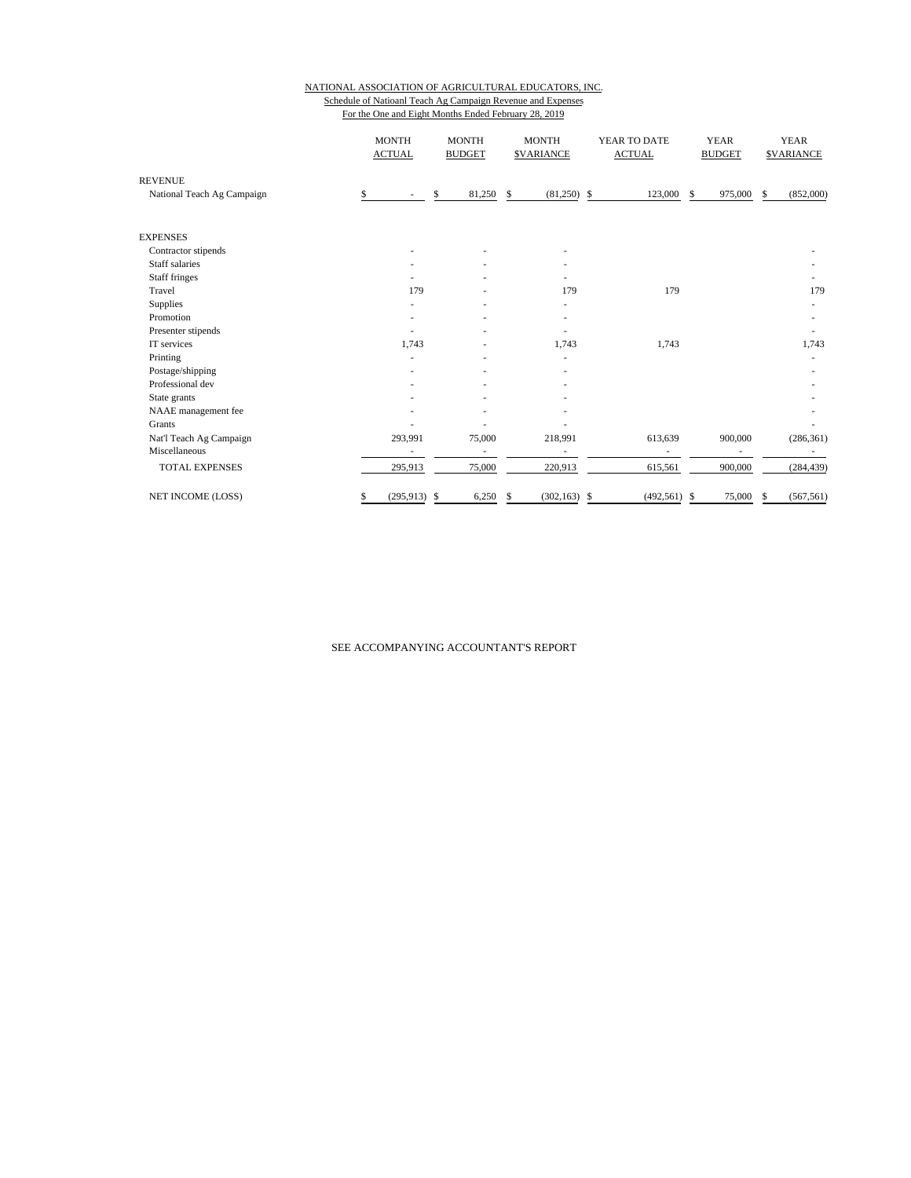NATIONAL ASSOCIATION OF AGRICULTURAL EDUCATORS, INC.

Schedule of Natioanl Teach Ag Campaign Revenue and Expenses

For the One and Eight Months Ended February 28, 2019

| | MONTH ACTUAL | MONTH BUDGET | MONTH $VARIANCE | YEAR TO DATE ACTUAL | YEAR BUDGET | YEAR $VARIANCE |
|---|---|---|---|---|---|---|
| REVENUE | | | | | | |
| National Teach Ag Campaign | $ - | $ 81,250 | $ (81,250) | $ 123,000 | $ 975,000 | $ (852,000) |
| EXPENSES | | | | | | |
| Contractor stipends | - | - | - | | | - |
| Staff salaries | - | - | - | | | - |
| Staff fringes | - | - | - | | | - |
| Travel | 179 | - | 179 | 179 | | 179 |
| Supplies | - | - | - | | | - |
| Promotion | - | - | - | | | - |
| Presenter stipends | - | - | - | | | - |
| IT services | 1,743 | - | 1,743 | 1,743 | | 1,743 |
| Printing | - | - | - | | | - |
| Postage/shipping | - | - | - | | | - |
| Professional dev | - | - | - | | | - |
| State grants | - | - | - | | | - |
| NAAE management fee | - | - | - | | | - |
| Grants | - | - | - | | | - |
| Nat'l Teach Ag Campaign | 293,991 | 75,000 | 218,991 | 613,639 | 900,000 | (286,361) |
| Miscellaneous | - | - | - | - | - | - |
| TOTAL EXPENSES | 295,913 | 75,000 | 220,913 | 615,561 | 900,000 | (284,439) |
| NET INCOME (LOSS) | $ (295,913) | $ 6,250 | $ (302,163) | $ (492,561) | $ 75,000 | $ (567,561) |

SEE ACCOMPANYING ACCOUNTANT'S REPORT